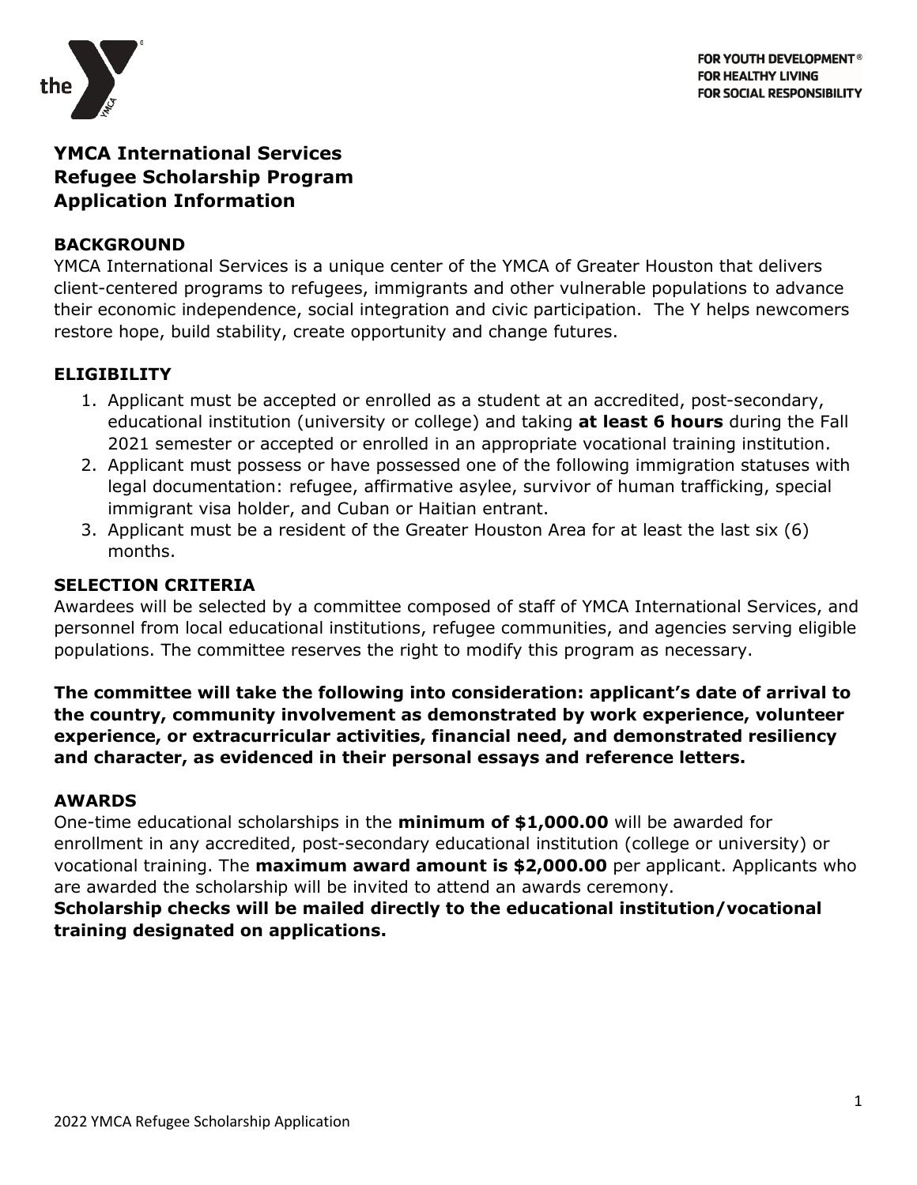FOR YOUTH DEVELOPMENT®
FOR HEALTHY LIVING
FOR SOCIAL RESPONSIBILITY

# YMCA International Services
# Refugee Scholarship Program
# Application Information

## BACKGROUND

YMCA International Services is a unique center of the YMCA of Greater Houston that delivers client-centered programs to refugees, immigrants and other vulnerable populations to advance their economic independence, social integration and civic participation. The Y helps newcomers restore hope, build stability, create opportunity and change futures.

## ELIGIBILITY

1. Applicant must be accepted or enrolled as a student at an accredited, post-secondary, educational institution (university or college) and taking **at least 6 hours** during the Fall 2021 semester or accepted or enrolled in an appropriate vocational training institution.
2. Applicant must possess or have possessed one of the following immigration statuses with legal documentation: refugee, affirmative asylee, survivor of human trafficking, special immigrant visa holder, and Cuban or Haitian entrant.
3. Applicant must be a resident of the Greater Houston Area for at least the last six (6) months.

## SELECTION CRITERIA

Awardees will be selected by a committee composed of staff of YMCA International Services, and personnel from local educational institutions, refugee communities, and agencies serving eligible populations. The committee reserves the right to modify this program as necessary.

**The committee will take the following into consideration: applicant's date of arrival to the country, community involvement as demonstrated by work experience, volunteer experience, or extracurricular activities, financial need, and demonstrated resiliency and character, as evidenced in their personal essays and reference letters.**

## AWARDS

One-time educational scholarships in the **minimum of $1,000.00** will be awarded for enrollment in any accredited, post-secondary educational institution (college or university) or vocational training. The **maximum award amount is $2,000.00** per applicant. Applicants who are awarded the scholarship will be invited to attend an awards ceremony.

**Scholarship checks will be mailed directly to the educational institution/vocational training designated on applications.**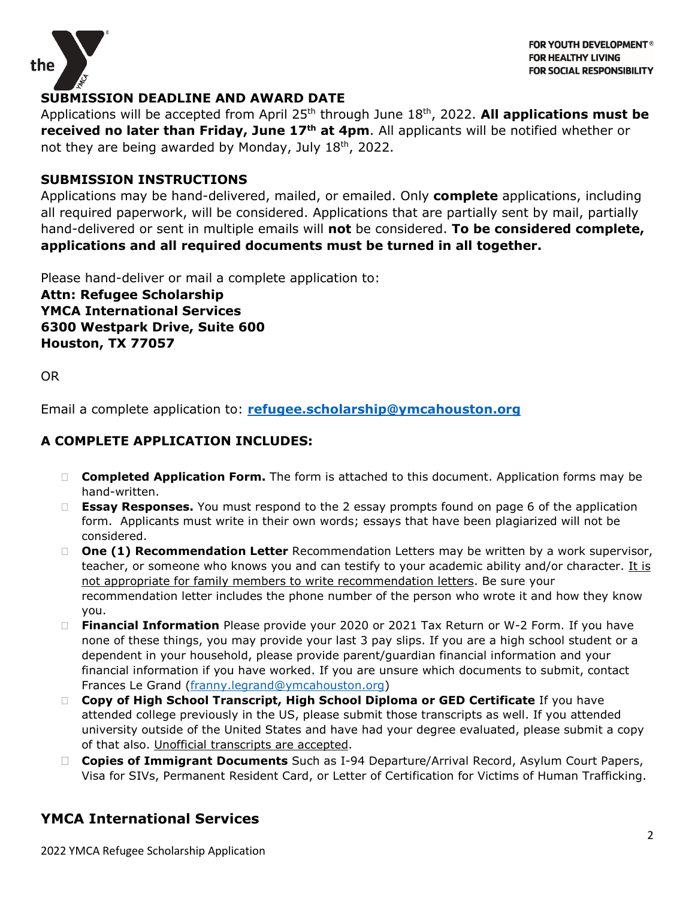## SUBMISSION DEADLINE AND AWARD DATE

Applications will be accepted from April 25th through June 18th, 2022. **All applications must be received no later than Friday, June 17th at 4pm**. All applicants will be notified whether or not they are being awarded by Monday, July 18th, 2022.

## SUBMISSION INSTRUCTIONS

Applications may be hand-delivered, mailed, or emailed. Only **complete** applications, including all required paperwork, will be considered. Applications that are partially sent by mail, partially hand-delivered or sent in multiple emails will **not** be considered. **To be considered complete, applications and all required documents must be turned in all together.**

Please hand-deliver or mail a complete application to:

**Attn: Refugee Scholarship**
**YMCA International Services**
**6300 Westpark Drive, Suite 600**
**Houston, TX 77057**

OR

Email a complete application to: **refugee.scholarship@ymcahouston.org**

## A COMPLETE APPLICATION INCLUDES:

- **Completed Application Form.** The form is attached to this document. Application forms may be hand-written.
- **Essay Responses.** You must respond to the 2 essay prompts found on page 6 of the application form. Applicants must write in their own words; essays that have been plagiarized will not be considered.
- **One (1) Recommendation Letter** Recommendation Letters may be written by a work supervisor, teacher, or someone who knows you and can testify to your academic ability and/or character. It is not appropriate for family members to write recommendation letters. Be sure your recommendation letter includes the phone number of the person who wrote it and how they know you.
- **Financial Information** Please provide your 2020 or 2021 Tax Return or W-2 Form. If you have none of these things, you may provide your last 3 pay slips. If you are a high school student or a dependent in your household, please provide parent/guardian financial information and your financial information if you have worked. If you are unsure which documents to submit, contact Frances Le Grand (franny.legrand@ymcahouston.org)
- **Copy of High School Transcript, High School Diploma or GED Certificate** If you have attended college previously in the US, please submit those transcripts as well. If you attended university outside of the United States and have had your degree evaluated, please submit a copy of that also. Unofficial transcripts are accepted.
- **Copies of Immigrant Documents** Such as I-94 Departure/Arrival Record, Asylum Court Papers, Visa for SIVs, Permanent Resident Card, or Letter of Certification for Victims of Human Trafficking.

## YMCA International Services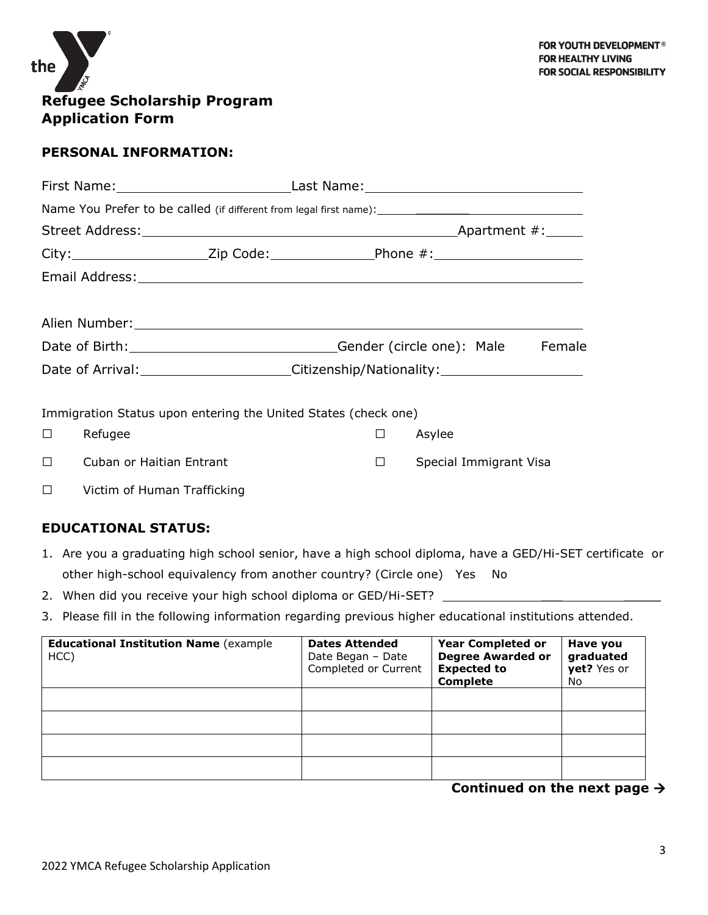FOR YOUTH DEVELOPMENT®
FOR HEALTHY LIVING
FOR SOCIAL RESPONSIBILITY

# Refugee Scholarship Program Application Form

## PERSONAL INFORMATION:

First Name:______________________ Last Name:____________________________

Name You Prefer to be called (if different from legal first name):____________________________

Street Address:__________________________________________ Apartment #:_____

City:__________________ Zip Code:_____________ Phone #:___________________

Email Address:______________________________________________________

Alien Number:______________________________________________________

Date of Birth:__________________________ Gender (circle one): Male Female

Date of Arrival:___________________ Citizenship/Nationality:_________________

Immigration Status upon entering the United States (check one)

☐ Refugee

☐ Asylee

☐ Cuban or Haitian Entrant

☐ Special Immigrant Visa

☐ Victim of Human Trafficking

## EDUCATIONAL STATUS:

1. Are you a graduating high school senior, have a high school diploma, have a GED/Hi-SET certificate or other high-school equivalency from another country? (Circle one) Yes No
2. When did you receive your high school diploma or GED/Hi-SET? ______________________________
3. Please fill in the following information regarding previous higher educational institutions attended.

| **Educational Institution Name** (example HCC) | **Dates Attended** Date Began – Date Completed or Current | **Year Completed or Degree Awarded or Expected to Complete** | **Have you graduated yet?** Yes or No |
|---|---|---|---|
| | | | |
| | | | |
| | | | |
| | | | |

**Continued on the next page →**

2022 YMCA Refugee Scholarship Application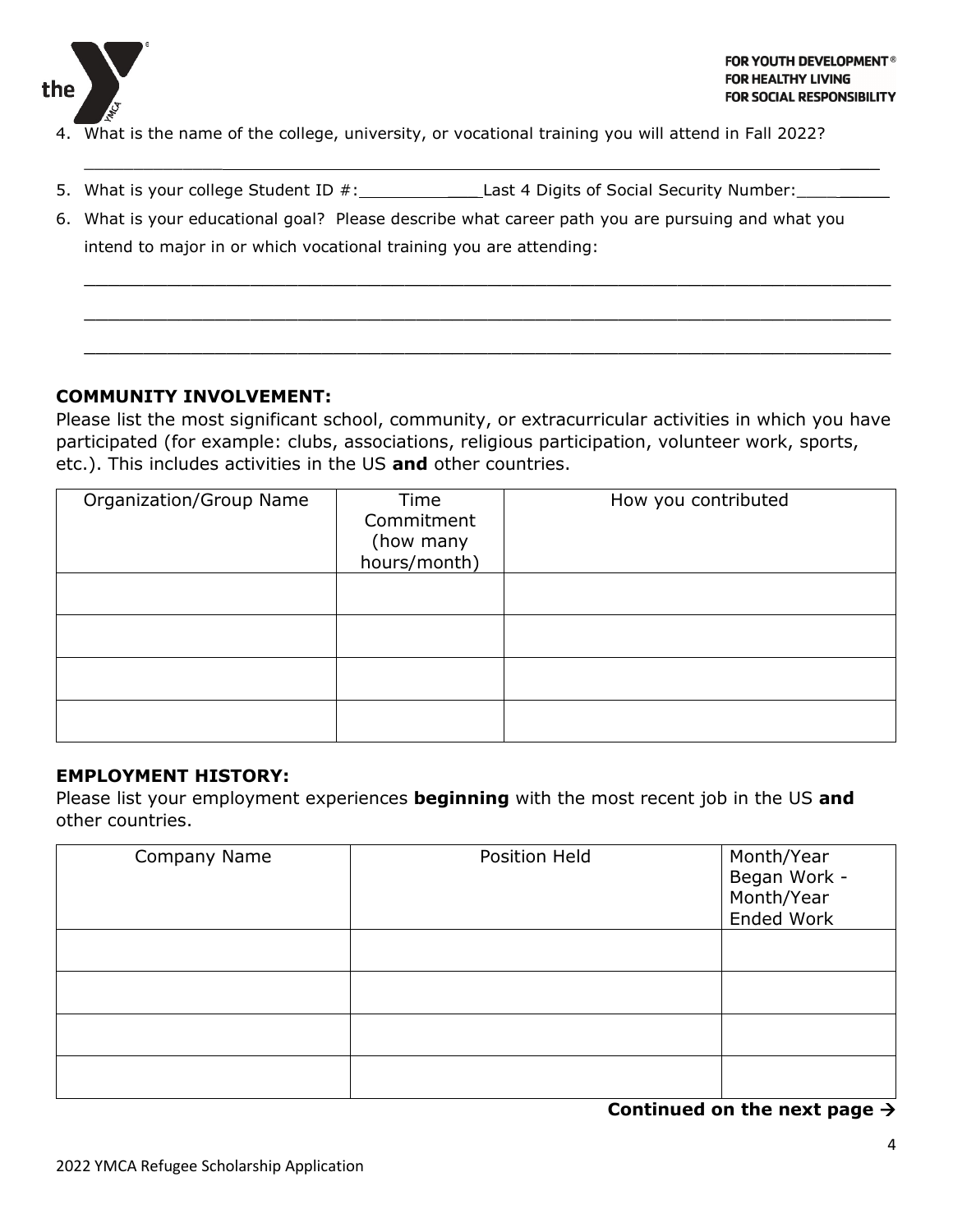4. What is the name of the college, university, or vocational training you will attend in Fall 2022?

_______________________________________________________________________________

5. What is your college Student ID #:____________Last 4 Digits of Social Security Number:__________

6. What is your educational goal? Please describe what career path you are pursuing and what you intend to major in or which vocational training you are attending:

_______________________________________________________________________________

_______________________________________________________________________________

_______________________________________________________________________________

**COMMUNITY INVOLVEMENT:**

Please list the most significant school, community, or extracurricular activities in which you have participated (for example: clubs, associations, religious participation, volunteer work, sports, etc.). This includes activities in the US **and** other countries.

| Organization/Group Name | Time Commitment (how many hours/month) | How you contributed |
|---|---|---|
| | | |
| | | |
| | | |
| | | |

**EMPLOYMENT HISTORY:**

Please list your employment experiences **beginning** with the most recent job in the US **and** other countries.

| Company Name | Position Held | Month/Year Began Work - Month/Year Ended Work |
|---|---|---|
| | | |
| | | |
| | | |
| | | |

**Continued on the next page →**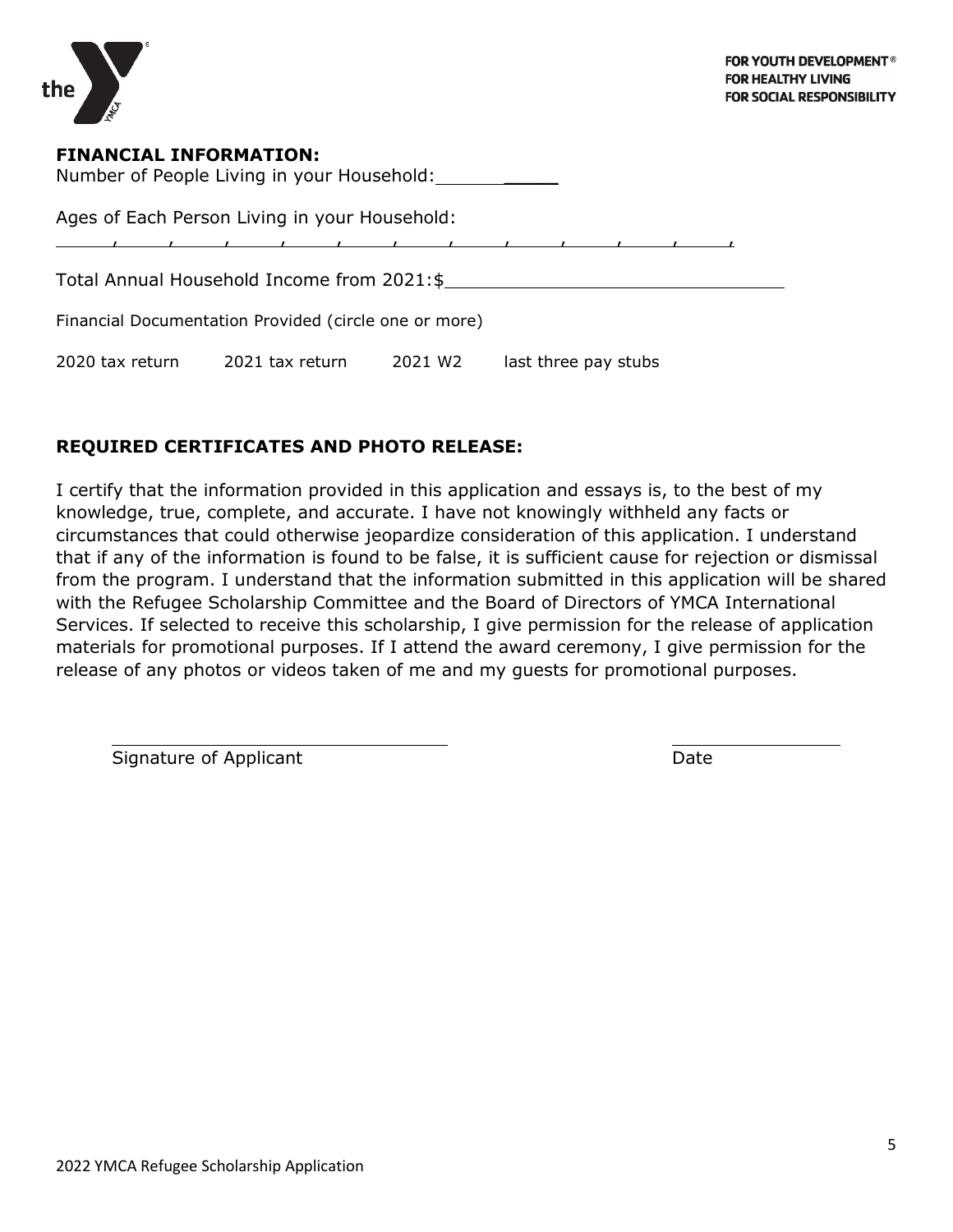**FINANCIAL INFORMATION:**

Number of People Living in your Household: ______

Ages of Each Person Living in your Household:

\_\_\_\_, \_\_\_\_, \_\_\_\_, \_\_\_\_, \_\_\_\_, \_\_\_\_, \_\_\_\_, \_\_\_\_, \_\_\_\_, \_\_\_\_, \_\_\_\_, \_\_\_\_,

Total Annual Household Income from 2021:$ ______________________________

Financial Documentation Provided (circle one or more)

2020 tax return    2021 tax return    2021 W2    last three pay stubs

**REQUIRED CERTIFICATES AND PHOTO RELEASE:**

I certify that the information provided in this application and essays is, to the best of my knowledge, true, complete, and accurate. I have not knowingly withheld any facts or circumstances that could otherwise jeopardize consideration of this application. I understand that if any of the information is found to be false, it is sufficient cause for rejection or dismissal from the program. I understand that the information submitted in this application will be shared with the Refugee Scholarship Committee and the Board of Directors of YMCA International Services. If selected to receive this scholarship, I give permission for the release of application materials for promotional purposes. If I attend the award ceremony, I give permission for the release of any photos or videos taken of me and my guests for promotional purposes.

______________________________        ________________

Signature of Applicant        Date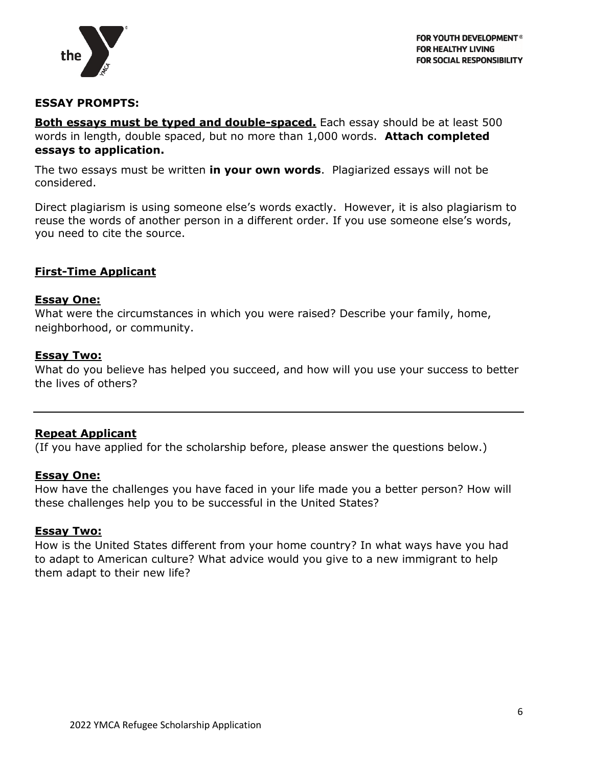**ESSAY PROMPTS:**

**Both essays must be typed and double-spaced.** Each essay should be at least 500 words in length, double spaced, but no more than 1,000 words. **Attach completed essays to application.**

The two essays must be written **in your own words**. Plagiarized essays will not be considered.

Direct plagiarism is using someone else's words exactly. However, it is also plagiarism to reuse the words of another person in a different order. If you use someone else's words, you need to cite the source.

## First-Time Applicant

### Essay One:

What were the circumstances in which you were raised? Describe your family, home, neighborhood, or community.

### Essay Two:

What do you believe has helped you succeed, and how will you use your success to better the lives of others?

---

## Repeat Applicant

(If you have applied for the scholarship before, please answer the questions below.)

### Essay One:

How have the challenges you have faced in your life made you a better person? How will these challenges help you to be successful in the United States?

### Essay Two:

How is the United States different from your home country? In what ways have you had to adapt to American culture? What advice would you give to a new immigrant to help them adapt to their new life?